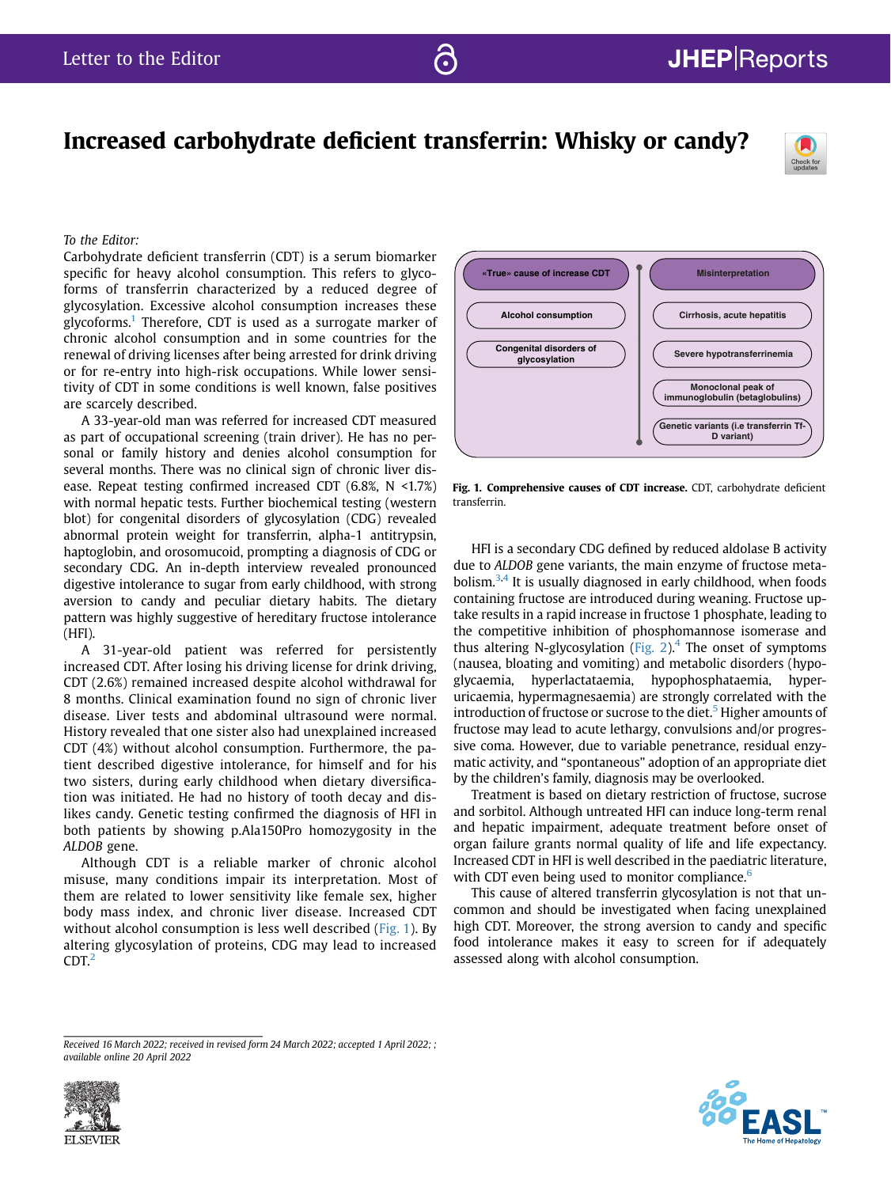# Increased carbohydrate deficient transferrin: Whisky or candy?

*To the Editor:*

Carbohydrate deficient transferrin (CDT) is a serum biomarker specific for heavy alcohol consumption. This refers to glycoforms of transferrin characterized by a reduced degree of glycosylation. Excessive alcohol consumption increases these glycoforms.[1] Therefore, CDT is used as a surrogate marker of chronic alcohol consumption and in some countries for the renewal of driving licenses after being arrested for drink driving or for re-entry into high-risk occupations. While lower sensitivity of CDT in some conditions is well known, false positives are scarcely described.

A 33-year-old man was referred for increased CDT measured as part of occupational screening (train driver). He has no personal or family history and denies alcohol consumption for several months. There was no clinical sign of chronic liver disease. Repeat testing confirmed increased CDT (6.8%, N <1.7%) with normal hepatic tests. Further biochemical testing (western blot) for congenital disorders of glycosylation (CDG) revealed abnormal protein weight for transferrin, alpha-1 antitrypsin, haptoglobin, and orosomucoid, prompting a diagnosis of CDG or secondary CDG. An in-depth interview revealed pronounced digestive intolerance to sugar from early childhood, with strong aversion to candy and peculiar dietary habits. The dietary pattern was highly suggestive of hereditary fructose intolerance (HFI).

A 31-year-old patient was referred for persistently increased CDT. After losing his driving license for drink driving, CDT (2.6%) remained increased despite alcohol withdrawal for 8 months. Clinical examination found no sign of chronic liver disease. Liver tests and abdominal ultrasound were normal. History revealed that one sister also had unexplained increased CDT (4%) without alcohol consumption. Furthermore, the patient described digestive intolerance, for himself and for his two sisters, during early childhood when dietary diversification was initiated. He had no history of tooth decay and dislikes candy. Genetic testing confirmed the diagnosis of HFI in both patients by showing p.Ala150Pro homozygosity in the *ALDOB* gene.

Although CDT is a reliable marker of chronic alcohol misuse, many conditions impair its interpretation. Most of them are related to lower sensitivity like female sex, higher body mass index, and chronic liver disease. Increased CDT without alcohol consumption is less well described (Fig. 1). By altering glycosylation of proteins, CDG may lead to increased CDT.[2]

| «True» cause of increase CDT | Misinterpretation |
| --- | --- |
| Alcohol consumption | Cirrhosis, acute hepatitis |
| Congenital disorders of glycosylation | Severe hypotransferrinemia |
| | Monoclonal peak of immunoglobulin (betaglobulins) |
| | Genetic variants (i.e transferrin Tf-D variant) |

**Fig. 1. Comprehensive causes of CDT increase.** CDT, carbohydrate deficient transferrin.

HFI is a secondary CDG defined by reduced aldolase B activity due to *ALDOB* gene variants, the main enzyme of fructose metabolism.[3,4] It is usually diagnosed in early childhood, when foods containing fructose are introduced during weaning. Fructose uptake results in a rapid increase in fructose 1 phosphate, leading to the competitive inhibition of phosphomannose isomerase and thus altering N-glycosylation (Fig. 2).[4] The onset of symptoms (nausea, bloating and vomiting) and metabolic disorders (hypoglycaemia, hyperlactataemia, hypophosphataemia, hyperuricaemia, hypermagnesaemia) are strongly correlated with the introduction of fructose or sucrose to the diet.[5] Higher amounts of fructose may lead to acute lethargy, convulsions and/or progressive coma. However, due to variable penetrance, residual enzymatic activity, and "spontaneous" adoption of an appropriate diet by the children's family, diagnosis may be overlooked.

Treatment is based on dietary restriction of fructose, sucrose and sorbitol. Although untreated HFI can induce long-term renal and hepatic impairment, adequate treatment before onset of organ failure grants normal quality of life and life expectancy. Increased CDT in HFI is well described in the paediatric literature, with CDT even being used to monitor compliance.[6]

This cause of altered transferrin glycosylation is not that uncommon and should be investigated when facing unexplained high CDT. Moreover, the strong aversion to candy and specific food intolerance makes it easy to screen for if adequately assessed along with alcohol consumption.

*Received 16 March 2022; received in revised form 24 March 2022; accepted 1 April 2022; ; available online 20 April 2022*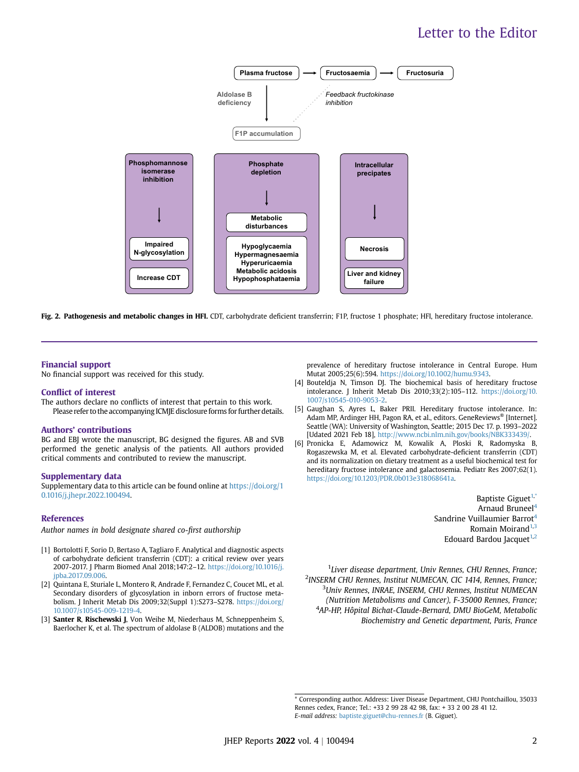Plasma fructose → Fructosaemia → Fructosuria

Aldolase B deficiency

Feedback fructokinase inhibition

F1P accumulation

Phosphomannose isomerase inhibition

Impaired N-glycosylation

Increase CDT

Phosphate depletion

Metabolic disturbances

Hypoglycaemia
Hypermagnesaemia
Hyperuricaemia
Metabolic acidosis
Hypophosphataemia

Intracellular precipates

Necrosis

Liver and kidney failure

**Fig. 2. Pathogenesis and metabolic changes in HFI.** CDT, carbohydrate deficient transferrin; F1P, fructose 1 phosphate; HFI, hereditary fructose intolerance.

## Financial support

No financial support was received for this study.

## Conflict of interest

The authors declare no conflicts of interest that pertain to this work.

Please refer to the accompanying ICMJE disclosure forms for further details.

## Authors' contributions

BG and EBJ wrote the manuscript, BG designed the figures. AB and SVB performed the genetic analysis of the patients. All authors provided critical comments and contributed to review the manuscript.

## Supplementary data

Supplementary data to this article can be found online at https://doi.org/10.1016/j.jhepr.2022.100494.

## References

*Author names in bold designate shared co-first authorship*

[1] Bortolotti F, Sorio D, Bertaso A, Tagliaro F. Analytical and diagnostic aspects of carbohydrate deficient transferrin (CDT): a critical review over years 2007-2017. J Pharm Biomed Anal 2018;147:2–12. https://doi.org/10.1016/j.jpba.2017.09.006.

[2] Quintana E, Sturiale L, Montero R, Andrade F, Fernandez C, Couce ML, et al. Secondary disorders of glycosylation in inborn errors of fructose metabolism. J Inherit Metab Dis 2009;32(Suppl 1):S273–S278. https://doi.org/10.1007/s10545-009-1219-4.

[3] **Santer R**, **Rischewski J**, Von Weihe M, Niederhaus M, Schneppenheim S, Baerlocher K, et al. The spectrum of aldolase B (ALDOB) mutations and the prevalence of hereditary fructose intolerance in Central Europe. Hum Mutat 2005;25(6):594. https://doi.org/10.1002/humu.9343.

[4] Bouteldja N, Timson DJ. The biochemical basis of hereditary fructose intolerance. J Inherit Metab Dis 2010;33(2):105–112. https://doi.org/10.1007/s10545-010-9053-2.

[5] Gaughan S, Ayres L, Baker PRII. Hereditary fructose intolerance. In: Adam MP, Ardinger HH, Pagon RA, et al., editors. GeneReviews® [Internet]. Seattle (WA): University of Washington, Seattle; 2015 Dec 17. p. 1993–2022 [Udated 2021 Feb 18], http://www.ncbi.nlm.nih.gov/books/NBK333439/.

[6] Pronicka E, Adamowicz M, Kowalik A, Ploski R, Radomyska B, Rogaszewska M, et al. Elevated carbohydrate-deficient transferrin (CDT) and its normalization on dietary treatment as a useful biochemical test for hereditary fructose intolerance and galactosemia. Pediatr Res 2007;62(1). https://doi.org/10.1203/PDR.0b013e318068641a.

Baptiste Giguet[1,*]
Arnaud Bruneel[4]
Sandrine Vuillaumier Barrot[4]
Romain Moirand[1,3]
Edouard Bardou Jacquet[1,2]

[1]*Liver disease department, Univ Rennes, CHU Rennes, France;*
[2]*INSERM CHU Rennes, Institut NUMECAN, CIC 1414, Rennes, France;*
[3]*Univ Rennes, INRAE, INSERM, CHU Rennes, Institut NUMECAN (Nutrition Metabolisms and Cancer), F-35000 Rennes, France;*
[4]*AP-HP, Hôpital Bichat-Claude-Bernard, DMU BioGeM, Metabolic Biochemistry and Genetic department, Paris, France*

\* Corresponding author. Address: Liver Disease Department, CHU Pontchaillou, 35033 Rennes cedex, France; Tel.: +33 2 99 28 42 98, fax: + 33 2 00 28 41 12.
*E-mail address:* baptiste.giguet@chu-rennes.fr (B. Giguet).